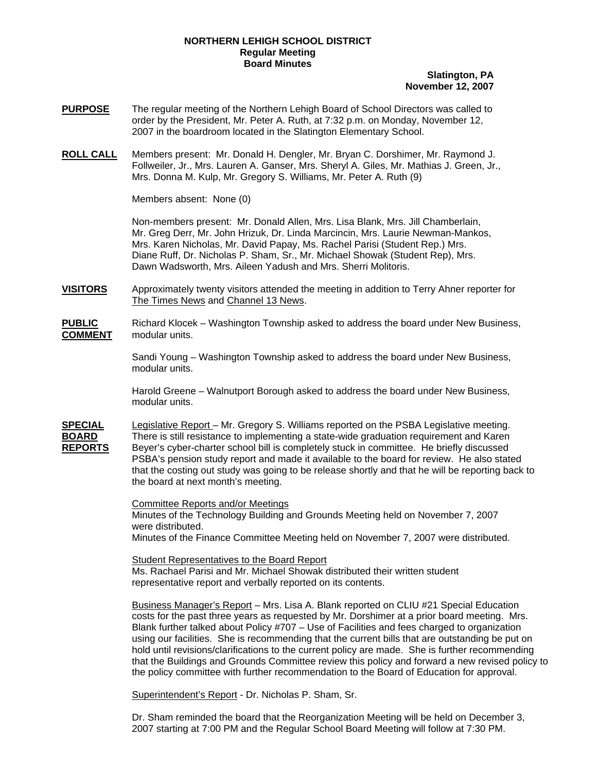**NORTHERN LEHIGH SCHOOL DISTRICT**
**Regular Meeting**
**Board Minutes**

**Slatington, PA**
**November 12, 2007**

**PURPOSE** The regular meeting of the Northern Lehigh Board of School Directors was called to order by the President, Mr. Peter A. Ruth, at 7:32 p.m. on Monday, November 12, 2007 in the boardroom located in the Slatington Elementary School.

**ROLL CALL** Members present: Mr. Donald H. Dengler, Mr. Bryan C. Dorshimer, Mr. Raymond J. Follweiler, Jr., Mrs. Lauren A. Ganser, Mrs. Sheryl A. Giles, Mr. Mathias J. Green, Jr., Mrs. Donna M. Kulp, Mr. Gregory S. Williams, Mr. Peter A. Ruth (9)

Members absent: None (0)

Non-members present: Mr. Donald Allen, Mrs. Lisa Blank, Mrs. Jill Chamberlain, Mr. Greg Derr, Mr. John Hrizuk, Dr. Linda Marcincin, Mrs. Laurie Newman-Mankos, Mrs. Karen Nicholas, Mr. David Papay, Ms. Rachel Parisi (Student Rep.) Mrs. Diane Ruff, Dr. Nicholas P. Sham, Sr., Mr. Michael Showak (Student Rep), Mrs. Dawn Wadsworth, Mrs. Aileen Yadush and Mrs. Sherri Molitoris.

**VISITORS** Approximately twenty visitors attended the meeting in addition to Terry Ahner reporter for The Times News and Channel 13 News.

**PUBLIC COMMENT** Richard Klocek – Washington Township asked to address the board under New Business, modular units.

Sandi Young – Washington Township asked to address the board under New Business, modular units.

Harold Greene – Walnutport Borough asked to address the board under New Business, modular units.

**SPECIAL BOARD REPORTS** Legislative Report – Mr. Gregory S. Williams reported on the PSBA Legislative meeting. There is still resistance to implementing a state-wide graduation requirement and Karen Beyer's cyber-charter school bill is completely stuck in committee. He briefly discussed PSBA's pension study report and made it available to the board for review. He also stated that the costing out study was going to be release shortly and that he will be reporting back to the board at next month's meeting.

Committee Reports and/or Meetings
Minutes of the Technology Building and Grounds Meeting held on November 7, 2007 were distributed.
Minutes of the Finance Committee Meeting held on November 7, 2007 were distributed.

Student Representatives to the Board Report
Ms. Rachael Parisi and Mr. Michael Showak distributed their written student representative report and verbally reported on its contents.

Business Manager's Report – Mrs. Lisa A. Blank reported on CLIU #21 Special Education costs for the past three years as requested by Mr. Dorshimer at a prior board meeting. Mrs. Blank further talked about Policy #707 – Use of Facilities and fees charged to organization using our facilities. She is recommending that the current bills that are outstanding be put on hold until revisions/clarifications to the current policy are made. She is further recommending that the Buildings and Grounds Committee review this policy and forward a new revised policy to the policy committee with further recommendation to the Board of Education for approval.

Superintendent's Report - Dr. Nicholas P. Sham, Sr.

Dr. Sham reminded the board that the Reorganization Meeting will be held on December 3, 2007 starting at 7:00 PM and the Regular School Board Meeting will follow at 7:30 PM.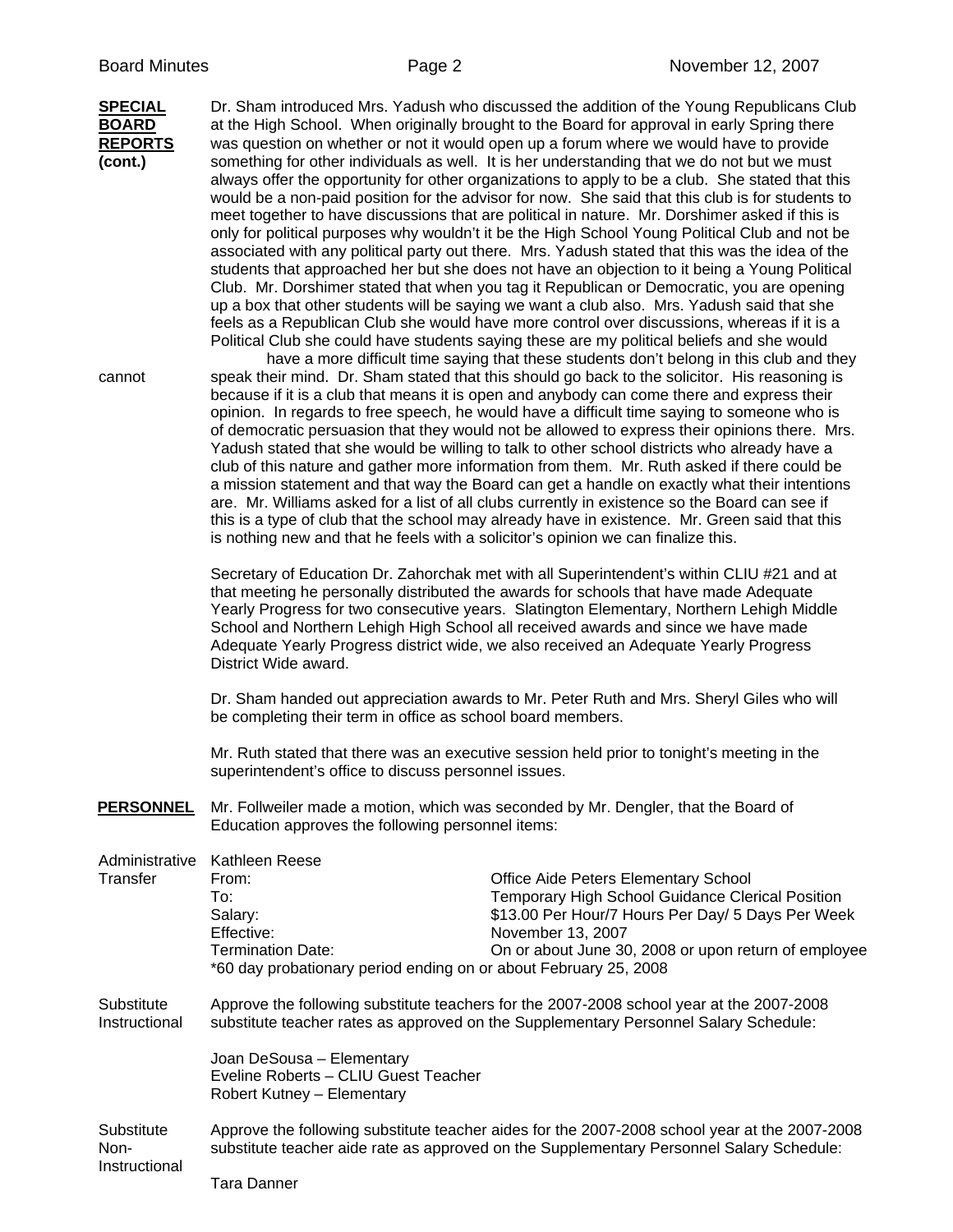**SPECIAL BOARD REPORTS (cont.)**

Dr. Sham introduced Mrs. Yadush who discussed the addition of the Young Republicans Club at the High School. When originally brought to the Board for approval in early Spring there was question on whether or not it would open up a forum where we would have to provide something for other individuals as well. It is her understanding that we do not but we must always offer the opportunity for other organizations to apply to be a club. She stated that this would be a non-paid position for the advisor for now. She said that this club is for students to meet together to have discussions that are political in nature. Mr. Dorshimer asked if this is only for political purposes why wouldn't it be the High School Young Political Club and not be associated with any political party out there. Mrs. Yadush stated that this was the idea of the students that approached her but she does not have an objection to it being a Young Political Club. Mr. Dorshimer stated that when you tag it Republican or Democratic, you are opening up a box that other students will be saying we want a club also. Mrs. Yadush said that she feels as a Republican Club she would have more control over discussions, whereas if it is a Political Club she could have students saying these are my political beliefs and she would have a more difficult time saying that these students don't belong in this club and they cannot speak their mind. Dr. Sham stated that this should go back to the solicitor. His reasoning is because if it is a club that means it is open and anybody can come there and express their opinion. In regards to free speech, he would have a difficult time saying to someone who is of democratic persuasion that they would not be allowed to express their opinions there. Mrs. Yadush stated that she would be willing to talk to other school districts who already have a club of this nature and gather more information from them. Mr. Ruth asked if there could be a mission statement and that way the Board can get a handle on exactly what their intentions are. Mr. Williams asked for a list of all clubs currently in existence so the Board can see if this is a type of club that the school may already have in existence. Mr. Green said that this is nothing new and that he feels with a solicitor's opinion we can finalize this.

Secretary of Education Dr. Zahorchak met with all Superintendent's within CLIU #21 and at that meeting he personally distributed the awards for schools that have made Adequate Yearly Progress for two consecutive years. Slatington Elementary, Northern Lehigh Middle School and Northern Lehigh High School all received awards and since we have made Adequate Yearly Progress district wide, we also received an Adequate Yearly Progress District Wide award.

Dr. Sham handed out appreciation awards to Mr. Peter Ruth and Mrs. Sheryl Giles who will be completing their term in office as school board members.

Mr. Ruth stated that there was an executive session held prior to tonight's meeting in the superintendent's office to discuss personnel issues.

**PERSONNEL**

Mr. Follweiler made a motion, which was seconded by Mr. Dengler, that the Board of Education approves the following personnel items:

Administrative Transfer

Kathleen Reese

| | |
|---|---|
| From: | Office Aide Peters Elementary School |
| To: | Temporary High School Guidance Clerical Position |
| Salary: | $13.00 Per Hour/7 Hours Per Day/ 5 Days Per Week |
| Effective: | November 13, 2007 |
| Termination Date: | On or about June 30, 2008 or upon return of employee |

*60 day probationary period ending on or about February 25, 2008

Substitute Instructional

Approve the following substitute teachers for the 2007-2008 school year at the 2007-2008 substitute teacher rates as approved on the Supplementary Personnel Salary Schedule:

Joan DeSousa – Elementary
Eveline Roberts – CLIU Guest Teacher
Robert Kutney – Elementary

Substitute Non-Instructional

Approve the following substitute teacher aides for the 2007-2008 school year at the 2007-2008 substitute teacher aide rate as approved on the Supplementary Personnel Salary Schedule:

Tara Danner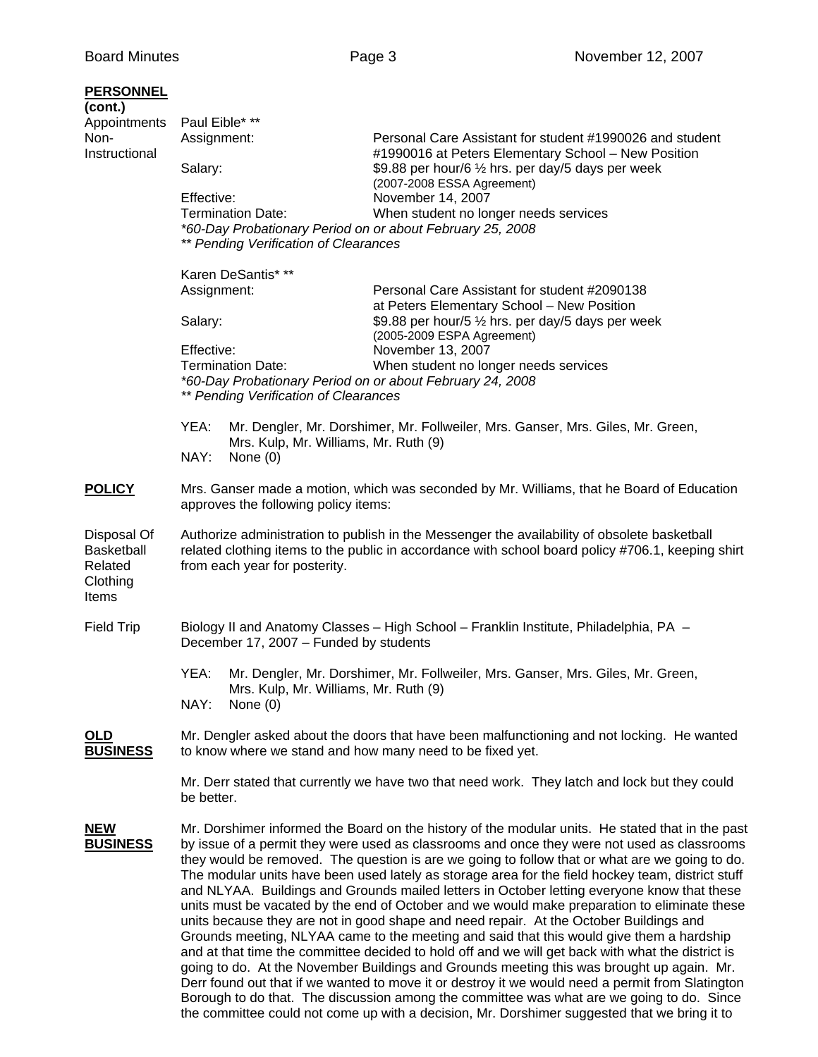**PERSONNEL (cont.)**

**Appointments Non-Instructional**

Paul Eible* **

| | |
|---|---|
| Assignment: | Personal Care Assistant for student #1990026 and student #1990016 at Peters Elementary School – New Position |
| Salary: | $9.88 per hour/6 ½ hrs. per day/5 days per week (2007-2008 ESSA Agreement) |
| Effective: | November 14, 2007 |
| Termination Date: | When student no longer needs services |

*\*60-Day Probationary Period on or about February 25, 2008*
*\*\* Pending Verification of Clearances*

Karen DeSantis* **

| | |
|---|---|
| Assignment: | Personal Care Assistant for student #2090138 at Peters Elementary School – New Position |
| Salary: | $9.88 per hour/5 ½ hrs. per day/5 days per week (2005-2009 ESPA Agreement) |
| Effective: | November 13, 2007 |
| Termination Date: | When student no longer needs services |

*\*60-Day Probationary Period on or about February 24, 2008*
*\*\* Pending Verification of Clearances*

YEA: Mr. Dengler, Mr. Dorshimer, Mr. Follweiler, Mrs. Ganser, Mrs. Giles, Mr. Green, Mrs. Kulp, Mr. Williams, Mr. Ruth (9)
NAY: None (0)

**POLICY**

Mrs. Ganser made a motion, which was seconded by Mr. Williams, that he Board of Education approves the following policy items:

**Disposal Of Basketball Related Clothing Items**

Authorize administration to publish in the Messenger the availability of obsolete basketball related clothing items to the public in accordance with school board policy #706.1, keeping shirt from each year for posterity.

**Field Trip**

Biology II and Anatomy Classes – High School – Franklin Institute, Philadelphia, PA – December 17, 2007 – Funded by students

YEA: Mr. Dengler, Mr. Dorshimer, Mr. Follweiler, Mrs. Ganser, Mrs. Giles, Mr. Green, Mrs. Kulp, Mr. Williams, Mr. Ruth (9)
NAY: None (0)

**OLD BUSINESS**

Mr. Dengler asked about the doors that have been malfunctioning and not locking. He wanted to know where we stand and how many need to be fixed yet.

Mr. Derr stated that currently we have two that need work. They latch and lock but they could be better.

**NEW BUSINESS**

Mr. Dorshimer informed the Board on the history of the modular units. He stated that in the past by issue of a permit they were used as classrooms and once they were not used as classrooms they would be removed. The question is are we going to follow that or what are we going to do. The modular units have been used lately as storage area for the field hockey team, district stuff and NLYAA. Buildings and Grounds mailed letters in October letting everyone know that these units must be vacated by the end of October and we would make preparation to eliminate these units because they are not in good shape and need repair. At the October Buildings and Grounds meeting, NLYAA came to the meeting and said that this would give them a hardship and at that time the committee decided to hold off and we will get back with what the district is going to do. At the November Buildings and Grounds meeting this was brought up again. Mr. Derr found out that if we wanted to move it or destroy it we would need a permit from Slatington Borough to do that. The discussion among the committee was what are we going to do. Since the committee could not come up with a decision, Mr. Dorshimer suggested that we bring it to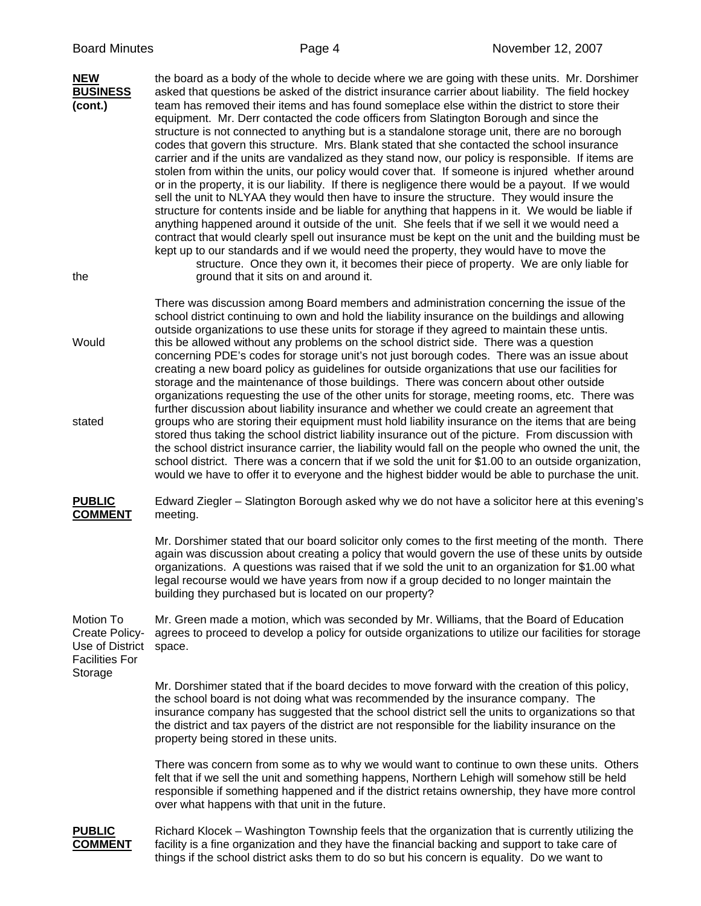**NEW BUSINESS (cont.)**

the board as a body of the whole to decide where we are going with these units. Mr. Dorshimer asked that questions be asked of the district insurance carrier about liability. The field hockey team has removed their items and has found someplace else within the district to store their equipment. Mr. Derr contacted the code officers from Slatington Borough and since the structure is not connected to anything but is a standalone storage unit, there are no borough codes that govern this structure. Mrs. Blank stated that she contacted the school insurance carrier and if the units are vandalized as they stand now, our policy is responsible. If items are stolen from within the units, our policy would cover that. If someone is injured whether around or in the property, it is our liability. If there is negligence there would be a payout. If we would sell the unit to NLYAA they would then have to insure the structure. They would insure the structure for contents inside and be liable for anything that happens in it. We would be liable if anything happened around it outside of the unit. She feels that if we sell it we would need a contract that would clearly spell out insurance must be kept on the unit and the building must be kept up to our standards and if we would need the property, they would have to move the structure. Once they own it, it becomes their piece of property. We are only liable for the ground that it sits on and around it.

There was discussion among Board members and administration concerning the issue of the school district continuing to own and hold the liability insurance on the buildings and allowing outside organizations to use these units for storage if they agreed to maintain these untis. Would this be allowed without any problems on the school district side. There was a question concerning PDE's codes for storage unit's not just borough codes. There was an issue about creating a new board policy as guidelines for outside organizations that use our facilities for storage and the maintenance of those buildings. There was concern about other outside organizations requesting the use of the other units for storage, meeting rooms, etc. There was further discussion about liability insurance and whether we could create an agreement that stated groups who are storing their equipment must hold liability insurance on the items that are being stored thus taking the school district liability insurance out of the picture. From discussion with the school district insurance carrier, the liability would fall on the people who owned the unit, the school district. There was a concern that if we sold the unit for $1.00 to an outside organization, would we have to offer it to everyone and the highest bidder would be able to purchase the unit.

**PUBLIC COMMENT**

Edward Ziegler – Slatington Borough asked why we do not have a solicitor here at this evening's meeting.

Mr. Dorshimer stated that our board solicitor only comes to the first meeting of the month. There again was discussion about creating a policy that would govern the use of these units by outside organizations. A questions was raised that if we sold the unit to an organization for $1.00 what legal recourse would we have years from now if a group decided to no longer maintain the building they purchased but is located on our property?

Motion To Create Policy-Use of District Facilities For Storage

Mr. Green made a motion, which was seconded by Mr. Williams, that the Board of Education agrees to proceed to develop a policy for outside organizations to utilize our facilities for storage space.

Mr. Dorshimer stated that if the board decides to move forward with the creation of this policy, the school board is not doing what was recommended by the insurance company. The insurance company has suggested that the school district sell the units to organizations so that the district and tax payers of the district are not responsible for the liability insurance on the property being stored in these units.

There was concern from some as to why we would want to continue to own these units. Others felt that if we sell the unit and something happens, Northern Lehigh will somehow still be held responsible if something happened and if the district retains ownership, they have more control over what happens with that unit in the future.

**PUBLIC COMMENT**

Richard Klocek – Washington Township feels that the organization that is currently utilizing the facility is a fine organization and they have the financial backing and support to take care of things if the school district asks them to do so but his concern is equality. Do we want to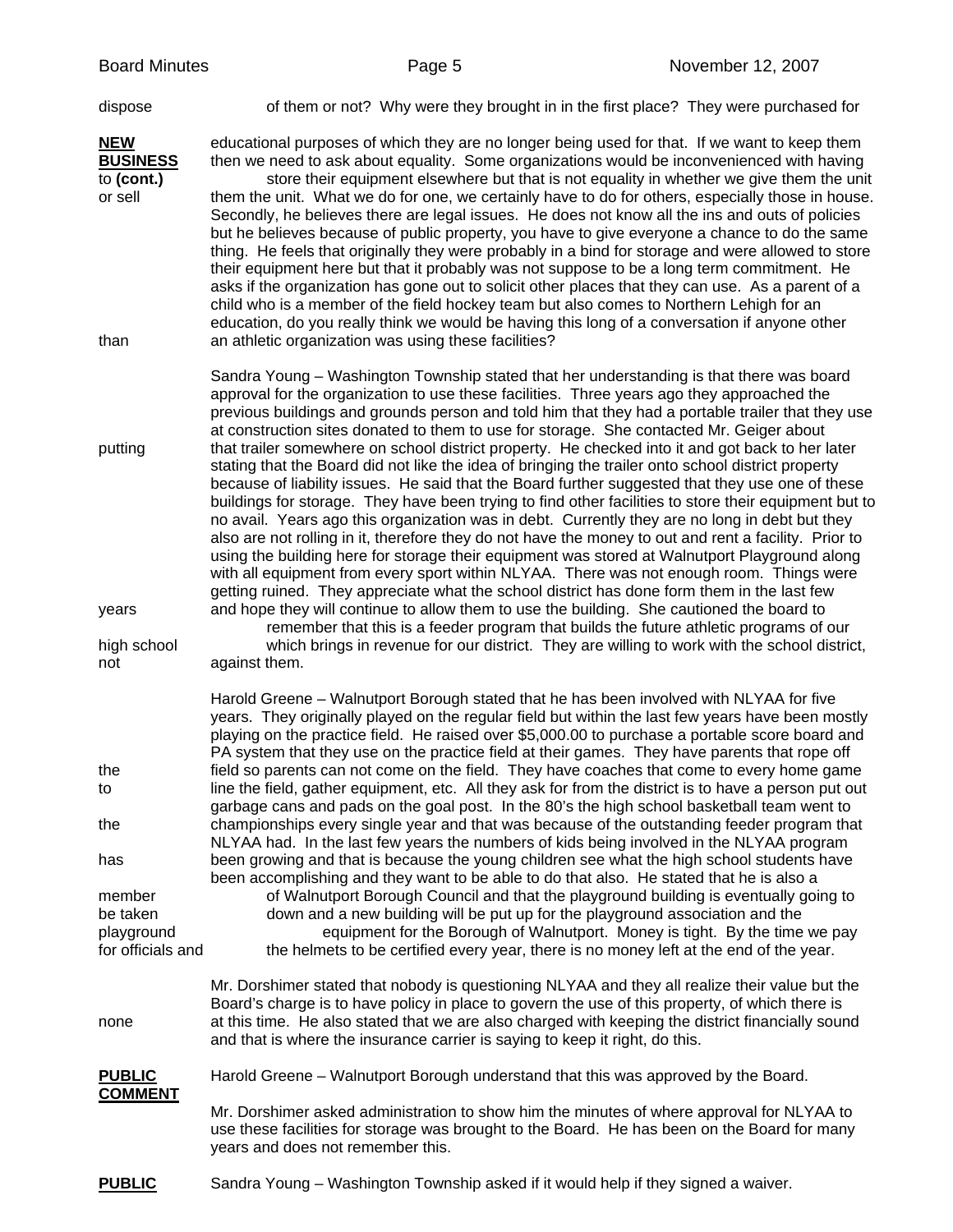dispose of them or not? Why were they brought in in the first place? They were purchased for

**NEW BUSINESS (cont.)**

educational purposes of which they are no longer being used for that. If we want to keep them then we need to ask about equality. Some organizations would be inconvenienced with having to store their equipment elsewhere but that is not equality in whether we give them the unit or sell them the unit. What we do for one, we certainly have to do for others, especially those in house. Secondly, he believes there are legal issues. He does not know all the ins and outs of policies but he believes because of public property, you have to give everyone a chance to do the same thing. He feels that originally they were probably in a bind for storage and were allowed to store their equipment here but that it probably was not suppose to be a long term commitment. He asks if the organization has gone out to solicit other places that they can use. As a parent of a child who is a member of the field hockey team but also comes to Northern Lehigh for an education, do you really think we would be having this long of a conversation if anyone other than an athletic organization was using these facilities?

Sandra Young – Washington Township stated that her understanding is that there was board approval for the organization to use these facilities. Three years ago they approached the previous buildings and grounds person and told him that they had a portable trailer that they use at construction sites donated to them to use for storage. She contacted Mr. Geiger about putting that trailer somewhere on school district property. He checked into it and got back to her later stating that the Board did not like the idea of bringing the trailer onto school district property because of liability issues. He said that the Board further suggested that they use one of these buildings for storage. They have been trying to find other facilities to store their equipment but to no avail. Years ago this organization was in debt. Currently they are no long in debt but they also are not rolling in it, therefore they do not have the money to out and rent a facility. Prior to using the building here for storage their equipment was stored at Walnutport Playground along with all equipment from every sport within NLYAA. There was not enough room. Things were getting ruined. They appreciate what the school district has done form them in the last few years and hope they will continue to allow them to use the building. She cautioned the board to remember that this is a feeder program that builds the future athletic programs of our high school which brings in revenue for our district. They are willing to work with the school district, not against them.

Harold Greene – Walnutport Borough stated that he has been involved with NLYAA for five years. They originally played on the regular field but within the last few years have been mostly playing on the practice field. He raised over $5,000.00 to purchase a portable score board and PA system that they use on the practice field at their games. They have parents that rope off the field so parents can not come on the field. They have coaches that come to every home game to line the field, gather equipment, etc. All they ask for from the district is to have a person put out garbage cans and pads on the goal post. In the 80's the high school basketball team went to the championships every single year and that was because of the outstanding feeder program that NLYAA had. In the last few years the numbers of kids being involved in the NLYAA program has been growing and that is because the young children see what the high school students have been accomplishing and they want to be able to do that also. He stated that he is also a member of Walnutport Borough Council and that the playground building is eventually going to be taken down and a new building will be put up for the playground association and the playground equipment for the Borough of Walnutport. Money is tight. By the time we pay for officials and the helmets to be certified every year, there is no money left at the end of the year.

Mr. Dorshimer stated that nobody is questioning NLYAA and they all realize their value but the Board's charge is to have policy in place to govern the use of this property, of which there is none at this time. He also stated that we are also charged with keeping the district financially sound and that is where the insurance carrier is saying to keep it right, do this.

**PUBLIC COMMENT**

Harold Greene – Walnutport Borough understand that this was approved by the Board.

Mr. Dorshimer asked administration to show him the minutes of where approval for NLYAA to use these facilities for storage was brought to the Board. He has been on the Board for many years and does not remember this.

**PUBLIC**

Sandra Young – Washington Township asked if it would help if they signed a waiver.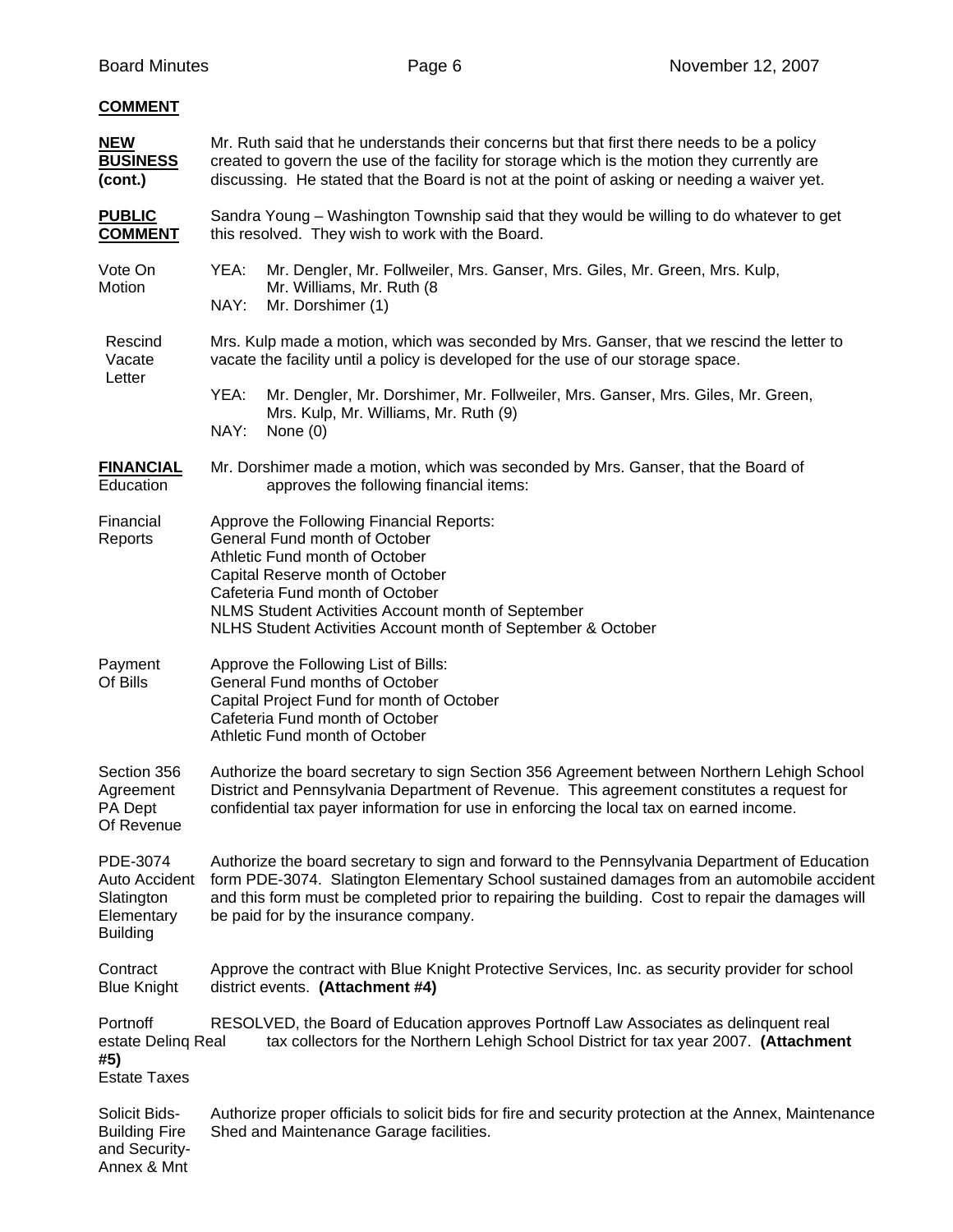**COMMENT**

**NEW BUSINESS (cont.)**

Mr. Ruth said that he understands their concerns but that first there needs to be a policy created to govern the use of the facility for storage which is the motion they currently are discussing. He stated that the Board is not at the point of asking or needing a waiver yet.

**PUBLIC COMMENT**

Sandra Young – Washington Township said that they would be willing to do whatever to get this resolved. They wish to work with the Board.

Vote On Motion

YEA: Mr. Dengler, Mr. Follweiler, Mrs. Ganser, Mrs. Giles, Mr. Green, Mrs. Kulp, Mr. Williams, Mr. Ruth (8

NAY: Mr. Dorshimer (1)

Rescind Vacate Letter

Mrs. Kulp made a motion, which was seconded by Mrs. Ganser, that we rescind the letter to vacate the facility until a policy is developed for the use of our storage space.

YEA: Mr. Dengler, Mr. Dorshimer, Mr. Follweiler, Mrs. Ganser, Mrs. Giles, Mr. Green, Mrs. Kulp, Mr. Williams, Mr. Ruth (9)

NAY: None (0)

**FINANCIAL** Education

Mr. Dorshimer made a motion, which was seconded by Mrs. Ganser, that the Board of approves the following financial items:

Financial Reports

Approve the Following Financial Reports:
General Fund month of October
Athletic Fund month of October
Capital Reserve month of October
Cafeteria Fund month of October
NLMS Student Activities Account month of September
NLHS Student Activities Account month of September & October

Payment Of Bills

Approve the Following List of Bills:
General Fund months of October
Capital Project Fund for month of October
Cafeteria Fund month of October
Athletic Fund month of October

Section 356 Agreement PA Dept Of Revenue

Authorize the board secretary to sign Section 356 Agreement between Northern Lehigh School District and Pennsylvania Department of Revenue. This agreement constitutes a request for confidential tax payer information for use in enforcing the local tax on earned income.

PDE-3074 Auto Accident Slatington Elementary Building

Authorize the board secretary to sign and forward to the Pennsylvania Department of Education form PDE-3074. Slatington Elementary School sustained damages from an automobile accident and this form must be completed prior to repairing the building. Cost to repair the damages will be paid for by the insurance company.

Contract Blue Knight

Approve the contract with Blue Knight Protective Services, Inc. as security provider for school district events. **(Attachment #4)**

Portnoff Delinq Real Estate Taxes

RESOLVED, the Board of Education approves Portnoff Law Associates as delinquent real estate tax collectors for the Northern Lehigh School District for tax year 2007. **(Attachment #5)**

Solicit Bids-Building Fire and Security-Annex & Mnt

Authorize proper officials to solicit bids for fire and security protection at the Annex, Maintenance Shed and Maintenance Garage facilities.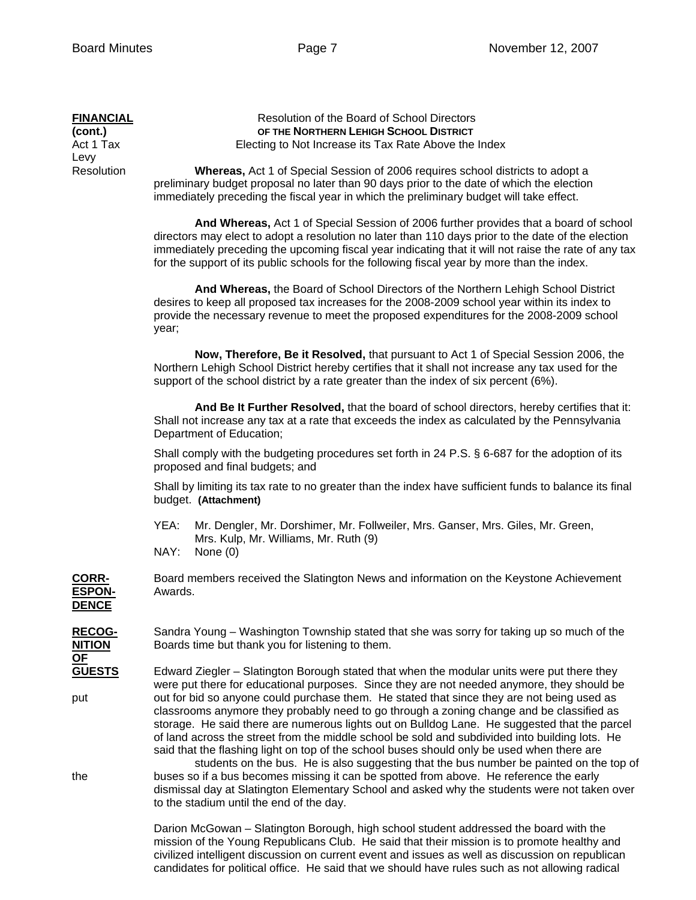**FINANCIAL (cont.)**

Act 1 Tax Levy Resolution

Resolution of the Board of School Directors
**OF THE NORTHERN LEHIGH SCHOOL DISTRICT**
Electing to Not Increase its Tax Rate Above the Index

**Whereas,** Act 1 of Special Session of 2006 requires school districts to adopt a preliminary budget proposal no later than 90 days prior to the date of which the election immediately preceding the fiscal year in which the preliminary budget will take effect.

**And Whereas,** Act 1 of Special Session of 2006 further provides that a board of school directors may elect to adopt a resolution no later than 110 days prior to the date of the election immediately preceding the upcoming fiscal year indicating that it will not raise the rate of any tax for the support of its public schools for the following fiscal year by more than the index.

**And Whereas,** the Board of School Directors of the Northern Lehigh School District desires to keep all proposed tax increases for the 2008-2009 school year within its index to provide the necessary revenue to meet the proposed expenditures for the 2008-2009 school year;

**Now, Therefore, Be it Resolved,** that pursuant to Act 1 of Special Session 2006, the Northern Lehigh School District hereby certifies that it shall not increase any tax used for the support of the school district by a rate greater than the index of six percent (6%).

**And Be It Further Resolved,** that the board of school directors, hereby certifies that it: Shall not increase any tax at a rate that exceeds the index as calculated by the Pennsylvania Department of Education;

Shall comply with the budgeting procedures set forth in 24 P.S. § 6-687 for the adoption of its proposed and final budgets; and

Shall by limiting its tax rate to no greater than the index have sufficient funds to balance its final budget. **(Attachment)**

YEA: Mr. Dengler, Mr. Dorshimer, Mr. Follweiler, Mrs. Ganser, Mrs. Giles, Mr. Green, Mrs. Kulp, Mr. Williams, Mr. Ruth (9)
NAY: None (0)

**CORRESPONDENCE**

Board members received the Slatington News and information on the Keystone Achievement Awards.

**RECOGNITION OF GUESTS**

Sandra Young – Washington Township stated that she was sorry for taking up so much of the Boards time but thank you for listening to them.

Edward Ziegler – Slatington Borough stated that when the modular units were put there they were put there for educational purposes. Since they are not needed anymore, they should be put out for bid so anyone could purchase them. He stated that since they are not being used as classrooms anymore they probably need to go through a zoning change and be classified as storage. He said there are numerous lights out on Bulldog Lane. He suggested that the parcel of land across the street from the middle school be sold and subdivided into building lots. He said that the flashing light on top of the school buses should only be used when there are students on the bus. He is also suggesting that the bus number be painted on the top of the buses so if a bus becomes missing it can be spotted from above. He reference the early dismissal day at Slatington Elementary School and asked why the students were not taken over to the stadium until the end of the day.

Darion McGowan – Slatington Borough, high school student addressed the board with the mission of the Young Republicans Club. He said that their mission is to promote healthy and civilized intelligent discussion on current event and issues as well as discussion on republican candidates for political office. He said that we should have rules such as not allowing radical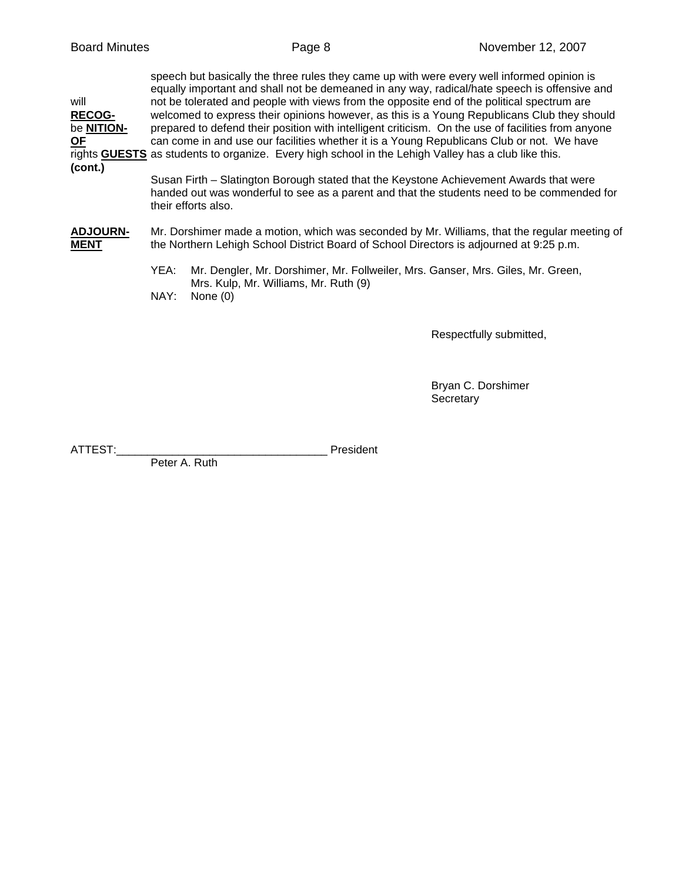**RECOGNITION OF GUESTS (cont.)**

speech but basically the three rules they came up with were every well informed opinion is equally important and shall not be demeaned in any way, radical/hate speech is offensive and will not be tolerated and people with views from the opposite end of the political spectrum are welcomed to express their opinions however, as this is a Young Republicans Club they should be prepared to defend their position with intelligent criticism. On the use of facilities from anyone can come in and use our facilities whether it is a Young Republicans Club or not. We have rights as students to organize. Every high school in the Lehigh Valley has a club like this.

Susan Firth – Slatington Borough stated that the Keystone Achievement Awards that were handed out was wonderful to see as a parent and that the students need to be commended for their efforts also.

**ADJOURNMENT**

Mr. Dorshimer made a motion, which was seconded by Mr. Williams, that the regular meeting of the Northern Lehigh School District Board of School Directors is adjourned at 9:25 p.m.

YEA: Mr. Dengler, Mr. Dorshimer, Mr. Follweiler, Mrs. Ganser, Mrs. Giles, Mr. Green, Mrs. Kulp, Mr. Williams, Mr. Ruth (9)
NAY: None (0)

Respectfully submitted,

Bryan C. Dorshimer
Secretary

ATTEST:_________________________________ President
Peter A. Ruth